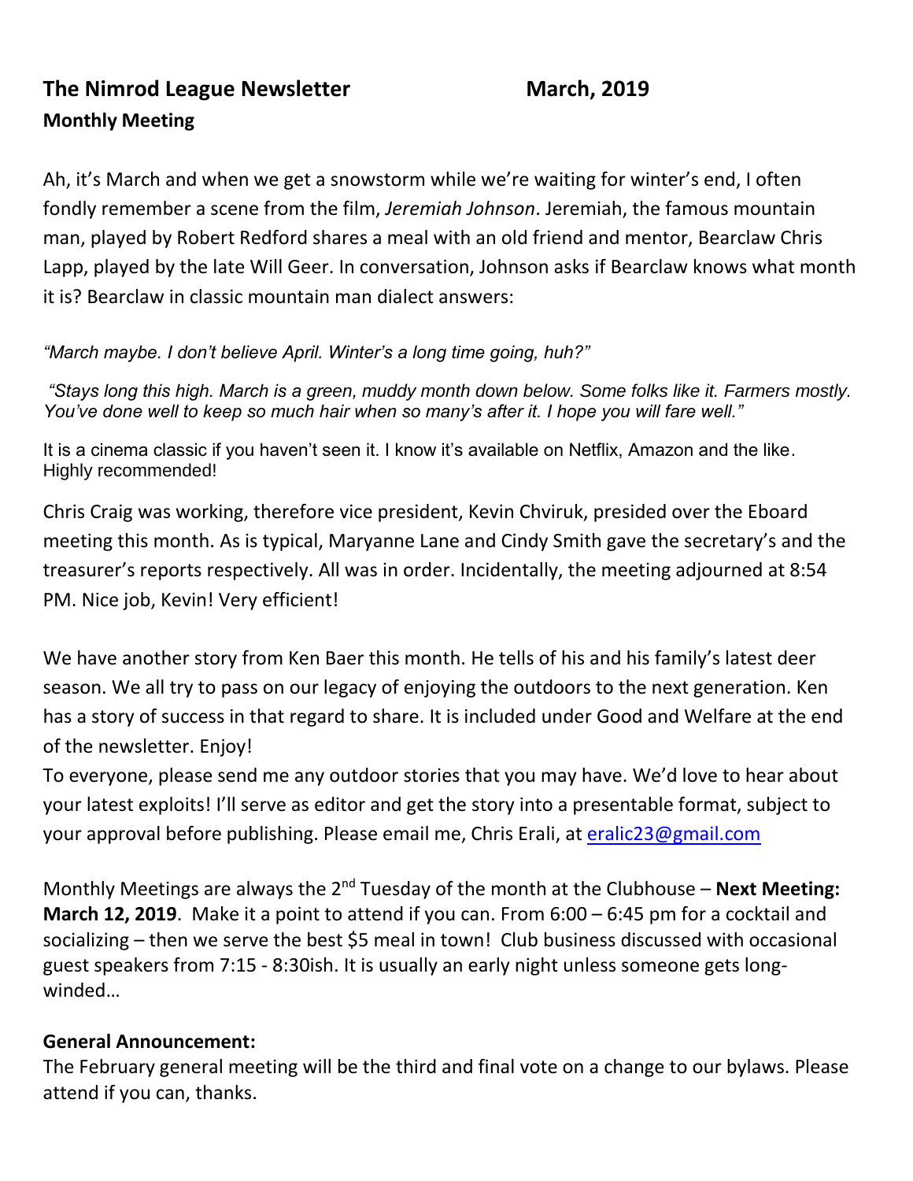# The Nimrod League Newsletter March, 2019

**Monthly Meeting**

Ah, it's March and when we get a snowstorm while we're waiting for winter's end, I often fondly remember a scene from the film, *Jeremiah Johnson*. Jeremiah, the famous mountain man, played by Robert Redford shares a meal with an old friend and mentor, Bearclaw Chris Lapp, played by the late Will Geer. In conversation, Johnson asks if Bearclaw knows what month it is? Bearclaw in classic mountain man dialect answers:

*"March maybe. I don't believe April. Winter's a long time going, huh?"*

*"Stays long this high. March is a green, muddy month down below. Some folks like it. Farmers mostly. You've done well to keep so much hair when so many's after it. I hope you will fare well."*

It is a cinema classic if you haven't seen it. I know it's available on Netflix, Amazon and the like. Highly recommended!

Chris Craig was working, therefore vice president, Kevin Chviruk, presided over the Eboard meeting this month. As is typical, Maryanne Lane and Cindy Smith gave the secretary's and the treasurer's reports respectively. All was in order. Incidentally, the meeting adjourned at 8:54 PM. Nice job, Kevin! Very efficient!

We have another story from Ken Baer this month. He tells of his and his family's latest deer season. We all try to pass on our legacy of enjoying the outdoors to the next generation. Ken has a story of success in that regard to share. It is included under Good and Welfare at the end of the newsletter. Enjoy!

To everyone, please send me any outdoor stories that you may have. We'd love to hear about your latest exploits! I'll serve as editor and get the story into a presentable format, subject to your approval before publishing. Please email me, Chris Erali, at eralic23@gmail.com

Monthly Meetings are always the 2nd Tuesday of the month at the Clubhouse – **Next Meeting: March 12, 2019**. Make it a point to attend if you can. From 6:00 – 6:45 pm for a cocktail and socializing – then we serve the best $5 meal in town! Club business discussed with occasional guest speakers from 7:15 - 8:30ish. It is usually an early night unless someone gets long-winded…

**General Announcement:**

The February general meeting will be the third and final vote on a change to our bylaws. Please attend if you can, thanks.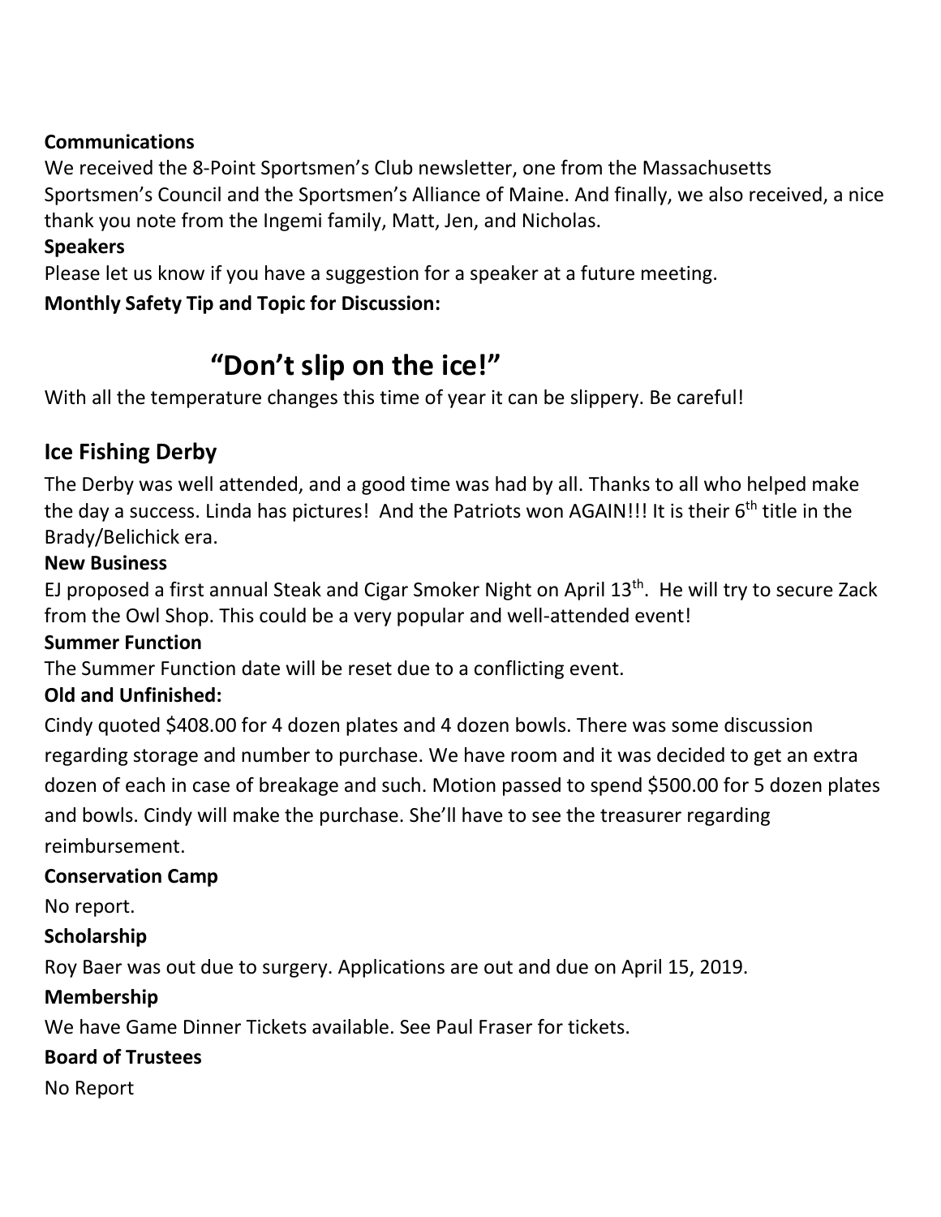**Communications**

We received the 8-Point Sportsmen's Club newsletter, one from the Massachusetts Sportsmen's Council and the Sportsmen's Alliance of Maine. And finally, we also received, a nice thank you note from the Ingemi family, Matt, Jen, and Nicholas.

**Speakers**

Please let us know if you have a suggestion for a speaker at a future meeting.

**Monthly Safety Tip and Topic for Discussion:**

## "Don't slip on the ice!"

With all the temperature changes this time of year it can be slippery. Be careful!

## Ice Fishing Derby

The Derby was well attended, and a good time was had by all. Thanks to all who helped make the day a success. Linda has pictures! And the Patriots won AGAIN!!! It is their 6th title in the Brady/Belichick era.

**New Business**

EJ proposed a first annual Steak and Cigar Smoker Night on April 13th. He will try to secure Zack from the Owl Shop. This could be a very popular and well-attended event!

**Summer Function**

The Summer Function date will be reset due to a conflicting event.

**Old and Unfinished:**

Cindy quoted $408.00 for 4 dozen plates and 4 dozen bowls. There was some discussion regarding storage and number to purchase. We have room and it was decided to get an extra dozen of each in case of breakage and such. Motion passed to spend $500.00 for 5 dozen plates and bowls. Cindy will make the purchase. She'll have to see the treasurer regarding reimbursement.

**Conservation Camp**

No report.

**Scholarship**

Roy Baer was out due to surgery. Applications are out and due on April 15, 2019.

**Membership**

We have Game Dinner Tickets available. See Paul Fraser for tickets.

**Board of Trustees**

No Report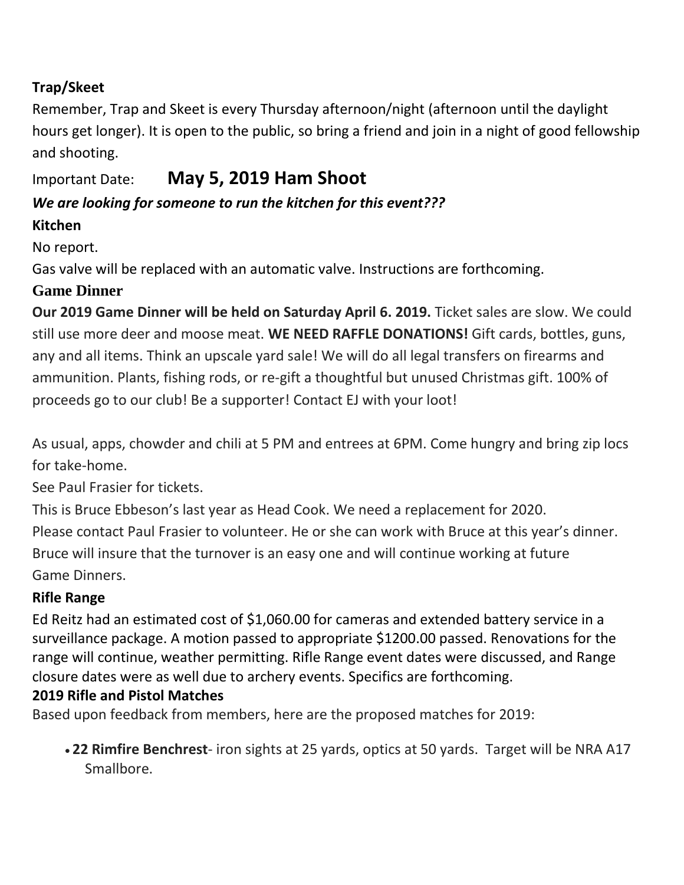**Trap/Skeet**

Remember, Trap and Skeet is every Thursday afternoon/night (afternoon until the daylight hours get longer). It is open to the public, so bring a friend and join in a night of good fellowship and shooting.

Important Date: **May 5, 2019 Ham Shoot**

***We are looking for someone to run the kitchen for this event???***

**Kitchen**

No report.

Gas valve will be replaced with an automatic valve. Instructions are forthcoming.

**Game Dinner**

**Our 2019 Game Dinner will be held on Saturday April 6. 2019.** Ticket sales are slow. We could still use more deer and moose meat. **WE NEED RAFFLE DONATIONS!** Gift cards, bottles, guns, any and all items. Think an upscale yard sale! We will do all legal transfers on firearms and ammunition. Plants, fishing rods, or re-gift a thoughtful but unused Christmas gift. 100% of proceeds go to our club! Be a supporter! Contact EJ with your loot!

As usual, apps, chowder and chili at 5 PM and entrees at 6PM. Come hungry and bring zip locs for take-home.

See Paul Frasier for tickets.

This is Bruce Ebbeson's last year as Head Cook. We need a replacement for 2020.

Please contact Paul Frasier to volunteer. He or she can work with Bruce at this year's dinner. Bruce will insure that the turnover is an easy one and will continue working at future Game Dinners.

**Rifle Range**

Ed Reitz had an estimated cost of $1,060.00 for cameras and extended battery service in a surveillance package. A motion passed to appropriate $1200.00 passed. Renovations for the range will continue, weather permitting. Rifle Range event dates were discussed, and Range closure dates were as well due to archery events. Specifics are forthcoming.

**2019 Rifle and Pistol Matches**

Based upon feedback from members, here are the proposed matches for 2019:

- **22 Rimfire Benchrest**- iron sights at 25 yards, optics at 50 yards. Target will be NRA A17 Smallbore.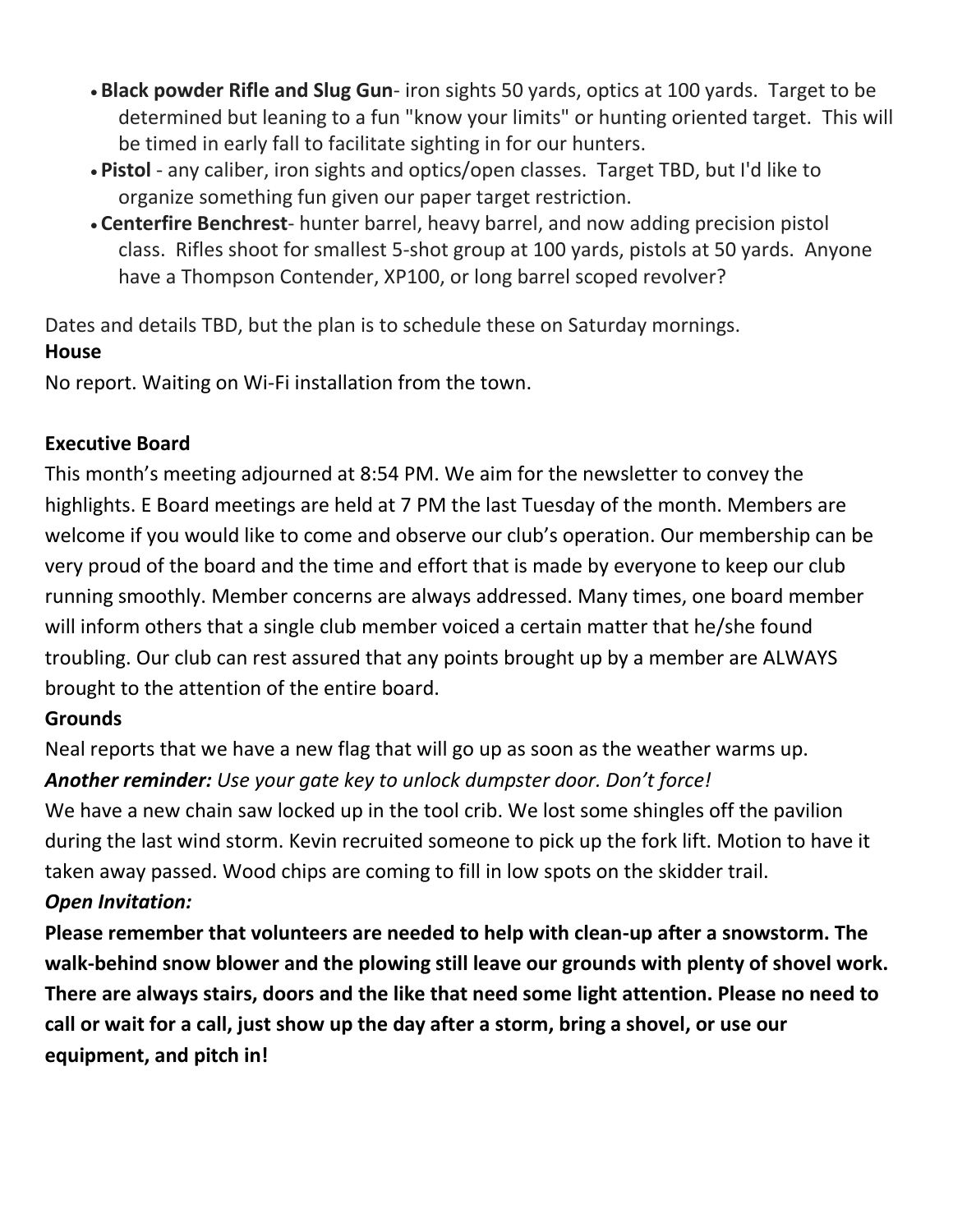- **Black powder Rifle and Slug Gun**- iron sights 50 yards, optics at 100 yards. Target to be determined but leaning to a fun "know your limits" or hunting oriented target. This will be timed in early fall to facilitate sighting in for our hunters.
- **Pistol** - any caliber, iron sights and optics/open classes. Target TBD, but I'd like to organize something fun given our paper target restriction.
- **Centerfire Benchrest**- hunter barrel, heavy barrel, and now adding precision pistol class. Rifles shoot for smallest 5-shot group at 100 yards, pistols at 50 yards. Anyone have a Thompson Contender, XP100, or long barrel scoped revolver?

Dates and details TBD, but the plan is to schedule these on Saturday mornings.

**House**

No report. Waiting on Wi-Fi installation from the town.

**Executive Board**

This month's meeting adjourned at 8:54 PM. We aim for the newsletter to convey the highlights. E Board meetings are held at 7 PM the last Tuesday of the month. Members are welcome if you would like to come and observe our club's operation. Our membership can be very proud of the board and the time and effort that is made by everyone to keep our club running smoothly. Member concerns are always addressed. Many times, one board member will inform others that a single club member voiced a certain matter that he/she found troubling. Our club can rest assured that any points brought up by a member are ALWAYS brought to the attention of the entire board.

**Grounds**

Neal reports that we have a new flag that will go up as soon as the weather warms up.

***Another reminder:*** *Use your gate key to unlock dumpster door. Don't force!*

We have a new chain saw locked up in the tool crib. We lost some shingles off the pavilion during the last wind storm. Kevin recruited someone to pick up the fork lift. Motion to have it taken away passed. Wood chips are coming to fill in low spots on the skidder trail.

***Open Invitation:***

**Please remember that volunteers are needed to help with clean-up after a snowstorm. The walk-behind snow blower and the plowing still leave our grounds with plenty of shovel work. There are always stairs, doors and the like that need some light attention. Please no need to call or wait for a call, just show up the day after a storm, bring a shovel, or use our equipment, and pitch in!**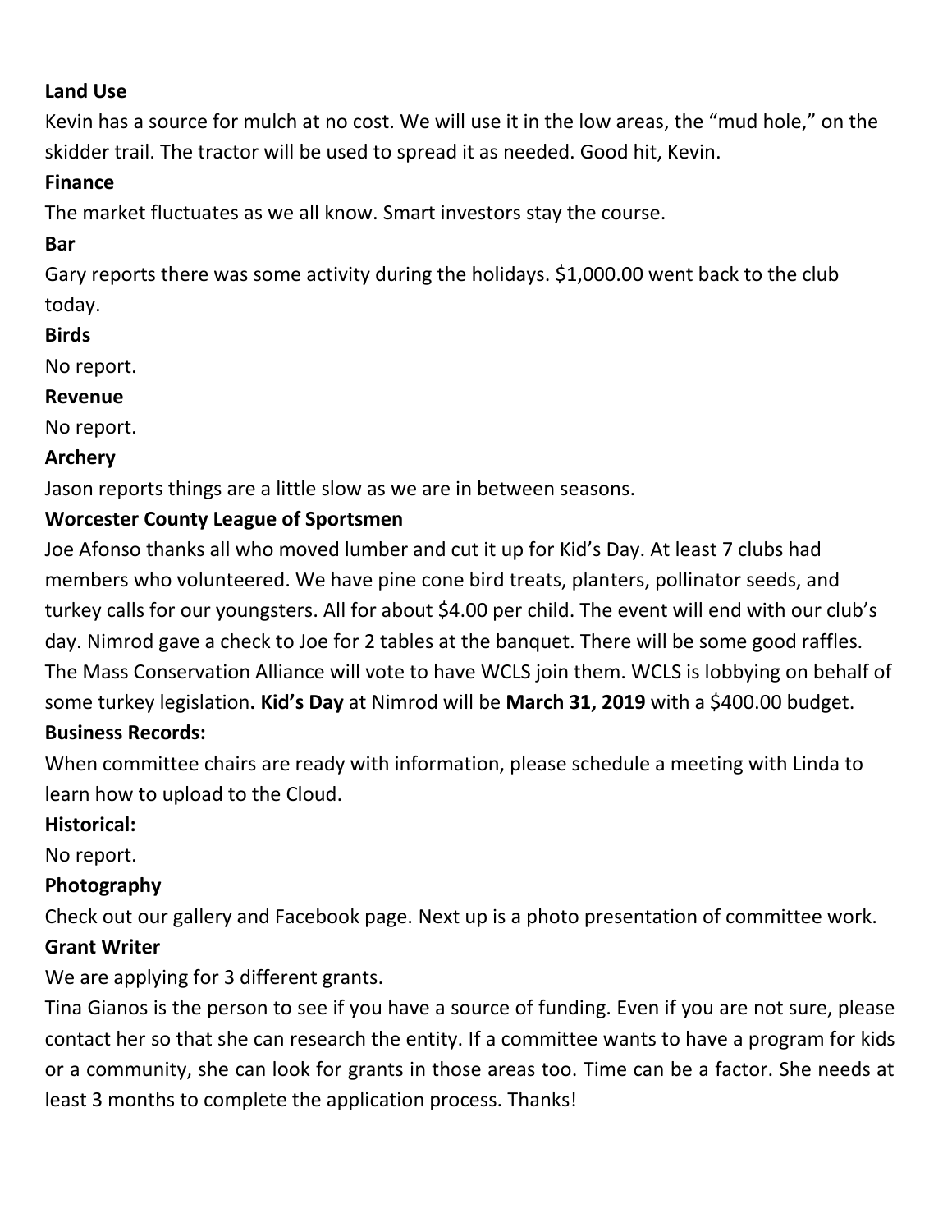**Land Use**

Kevin has a source for mulch at no cost. We will use it in the low areas, the "mud hole," on the skidder trail. The tractor will be used to spread it as needed. Good hit, Kevin.

**Finance**

The market fluctuates as we all know. Smart investors stay the course.

**Bar**

Gary reports there was some activity during the holidays. $1,000.00 went back to the club today.

**Birds**

No report.

**Revenue**

No report.

**Archery**

Jason reports things are a little slow as we are in between seasons.

**Worcester County League of Sportsmen**

Joe Afonso thanks all who moved lumber and cut it up for Kid's Day. At least 7 clubs had members who volunteered. We have pine cone bird treats, planters, pollinator seeds, and turkey calls for our youngsters. All for about $4.00 per child. The event will end with our club's day. Nimrod gave a check to Joe for 2 tables at the banquet. There will be some good raffles. The Mass Conservation Alliance will vote to have WCLS join them. WCLS is lobbying on behalf of some turkey legislation**. Kid's Day** at Nimrod will be **March 31, 2019** with a $400.00 budget.

**Business Records:**

When committee chairs are ready with information, please schedule a meeting with Linda to learn how to upload to the Cloud.

**Historical:**

No report.

**Photography**

Check out our gallery and Facebook page. Next up is a photo presentation of committee work.

**Grant Writer**

We are applying for 3 different grants.

Tina Gianos is the person to see if you have a source of funding. Even if you are not sure, please contact her so that she can research the entity. If a committee wants to have a program for kids or a community, she can look for grants in those areas too. Time can be a factor. She needs at least 3 months to complete the application process. Thanks!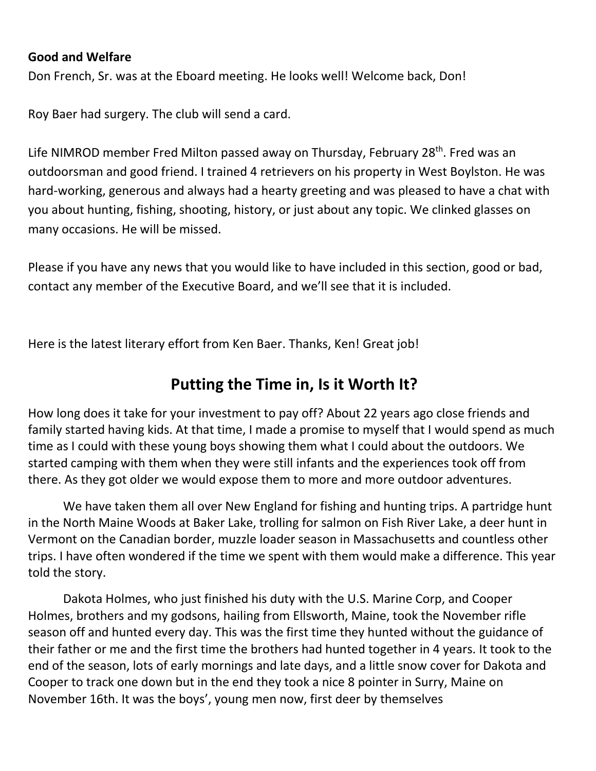**Good and Welfare**

Don French, Sr. was at the Eboard meeting. He looks well! Welcome back, Don!

Roy Baer had surgery. The club will send a card.

Life NIMROD member Fred Milton passed away on Thursday, February 28th. Fred was an outdoorsman and good friend. I trained 4 retrievers on his property in West Boylston. He was hard-working, generous and always had a hearty greeting and was pleased to have a chat with you about hunting, fishing, shooting, history, or just about any topic. We clinked glasses on many occasions. He will be missed.

Please if you have any news that you would like to have included in this section, good or bad, contact any member of the Executive Board, and we'll see that it is included.

Here is the latest literary effort from Ken Baer. Thanks, Ken! Great job!

## Putting the Time in, Is it Worth It?

How long does it take for your investment to pay off? About 22 years ago close friends and family started having kids. At that time, I made a promise to myself that I would spend as much time as I could with these young boys showing them what I could about the outdoors. We started camping with them when they were still infants and the experiences took off from there. As they got older we would expose them to more and more outdoor adventures.

We have taken them all over New England for fishing and hunting trips. A partridge hunt in the North Maine Woods at Baker Lake, trolling for salmon on Fish River Lake, a deer hunt in Vermont on the Canadian border, muzzle loader season in Massachusetts and countless other trips. I have often wondered if the time we spent with them would make a difference. This year told the story.

Dakota Holmes, who just finished his duty with the U.S. Marine Corp, and Cooper Holmes, brothers and my godsons, hailing from Ellsworth, Maine, took the November rifle season off and hunted every day. This was the first time they hunted without the guidance of their father or me and the first time the brothers had hunted together in 4 years. It took to the end of the season, lots of early mornings and late days, and a little snow cover for Dakota and Cooper to track one down but in the end they took a nice 8 pointer in Surry, Maine on November 16th. It was the boys', young men now, first deer by themselves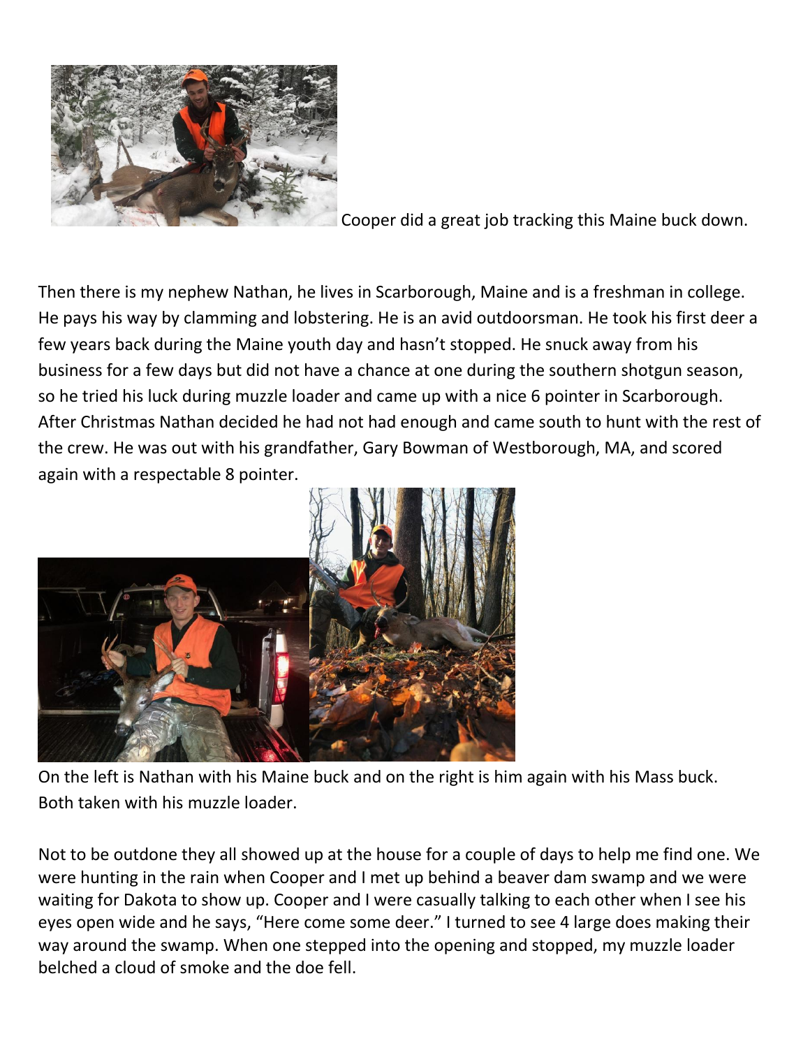Cooper did a great job tracking this Maine buck down.

Then there is my nephew Nathan, he lives in Scarborough, Maine and is a freshman in college. He pays his way by clamming and lobstering. He is an avid outdoorsman. He took his first deer a few years back during the Maine youth day and hasn't stopped. He snuck away from his business for a few days but did not have a chance at one during the southern shotgun season, so he tried his luck during muzzle loader and came up with a nice 6 pointer in Scarborough. After Christmas Nathan decided he had not had enough and came south to hunt with the rest of the crew. He was out with his grandfather, Gary Bowman of Westborough, MA, and scored again with a respectable 8 pointer.

On the left is Nathan with his Maine buck and on the right is him again with his Mass buck. Both taken with his muzzle loader.

Not to be outdone they all showed up at the house for a couple of days to help me find one. We were hunting in the rain when Cooper and I met up behind a beaver dam swamp and we were waiting for Dakota to show up. Cooper and I were casually talking to each other when I see his eyes open wide and he says, "Here come some deer." I turned to see 4 large does making their way around the swamp. When one stepped into the opening and stopped, my muzzle loader belched a cloud of smoke and the doe fell.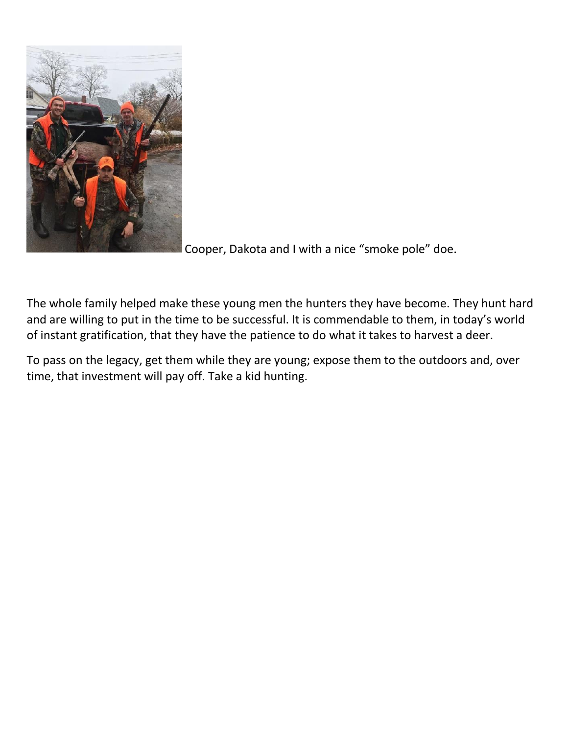Cooper, Dakota and I with a nice “smoke pole” doe.

The whole family helped make these young men the hunters they have become. They hunt hard and are willing to put in the time to be successful. It is commendable to them, in today’s world of instant gratification, that they have the patience to do what it takes to harvest a deer.

To pass on the legacy, get them while they are young; expose them to the outdoors and, over time, that investment will pay off. Take a kid hunting.